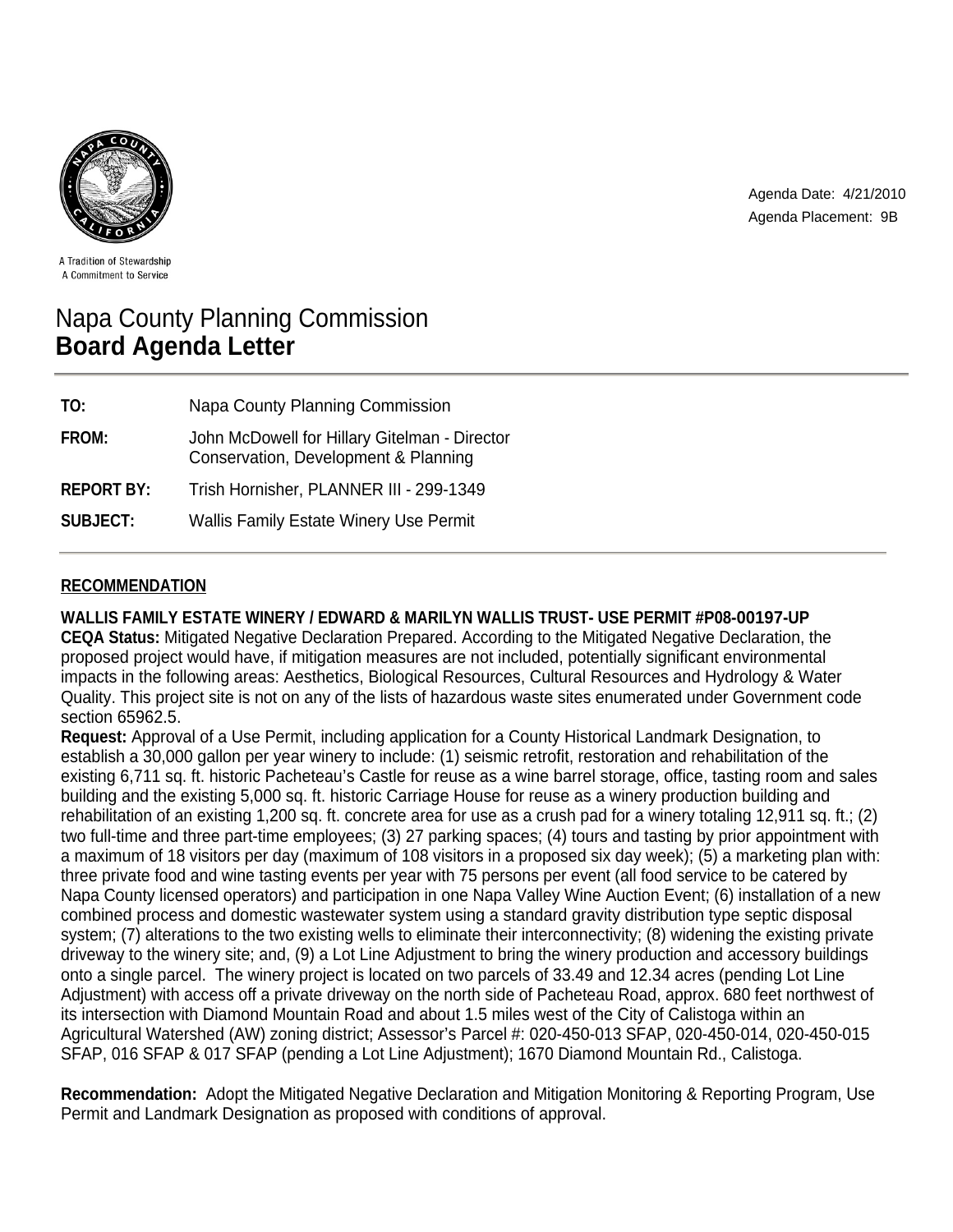A Tradition of Stewardship
A Commitment to Service

Agenda Date: 4/21/2010
Agenda Placement: 9B

# Napa County Planning Commission
# **Board Agenda Letter**

| | |
|---|---|
| **TO:** | Napa County Planning Commission |
| **FROM:** | John McDowell for Hillary Gitelman - Director Conservation, Development & Planning |
| **REPORT BY:** | Trish Hornisher, PLANNER III - 299-1349 |
| **SUBJECT:** | Wallis Family Estate Winery Use Permit |

## RECOMMENDATION

**WALLIS FAMILY ESTATE WINERY / EDWARD & MARILYN WALLIS TRUST- USE PERMIT #P08-00197-UP**

**CEQA Status:** Mitigated Negative Declaration Prepared. According to the Mitigated Negative Declaration, the proposed project would have, if mitigation measures are not included, potentially significant environmental impacts in the following areas: Aesthetics, Biological Resources, Cultural Resources and Hydrology & Water Quality. This project site is not on any of the lists of hazardous waste sites enumerated under Government code section 65962.5.

**Request:** Approval of a Use Permit, including application for a County Historical Landmark Designation, to establish a 30,000 gallon per year winery to include: (1) seismic retrofit, restoration and rehabilitation of the existing 6,711 sq. ft. historic Pacheteau's Castle for reuse as a wine barrel storage, office, tasting room and sales building and the existing 5,000 sq. ft. historic Carriage House for reuse as a winery production building and rehabilitation of an existing 1,200 sq. ft. concrete area for use as a crush pad for a winery totaling 12,911 sq. ft.; (2) two full-time and three part-time employees; (3) 27 parking spaces; (4) tours and tasting by prior appointment with a maximum of 18 visitors per day (maximum of 108 visitors in a proposed six day week); (5) a marketing plan with: three private food and wine tasting events per year with 75 persons per event (all food service to be catered by Napa County licensed operators) and participation in one Napa Valley Wine Auction Event; (6) installation of a new combined process and domestic wastewater system using a standard gravity distribution type septic disposal system; (7) alterations to the two existing wells to eliminate their interconnectivity; (8) widening the existing private driveway to the winery site; and, (9) a Lot Line Adjustment to bring the winery production and accessory buildings onto a single parcel. The winery project is located on two parcels of 33.49 and 12.34 acres (pending Lot Line Adjustment) with access off a private driveway on the north side of Pacheteau Road, approx. 680 feet northwest of its intersection with Diamond Mountain Road and about 1.5 miles west of the City of Calistoga within an Agricultural Watershed (AW) zoning district; Assessor's Parcel #: 020-450-013 SFAP, 020-450-014, 020-450-015 SFAP, 016 SFAP & 017 SFAP (pending a Lot Line Adjustment); 1670 Diamond Mountain Rd., Calistoga.

**Recommendation:** Adopt the Mitigated Negative Declaration and Mitigation Monitoring & Reporting Program, Use Permit and Landmark Designation as proposed with conditions of approval.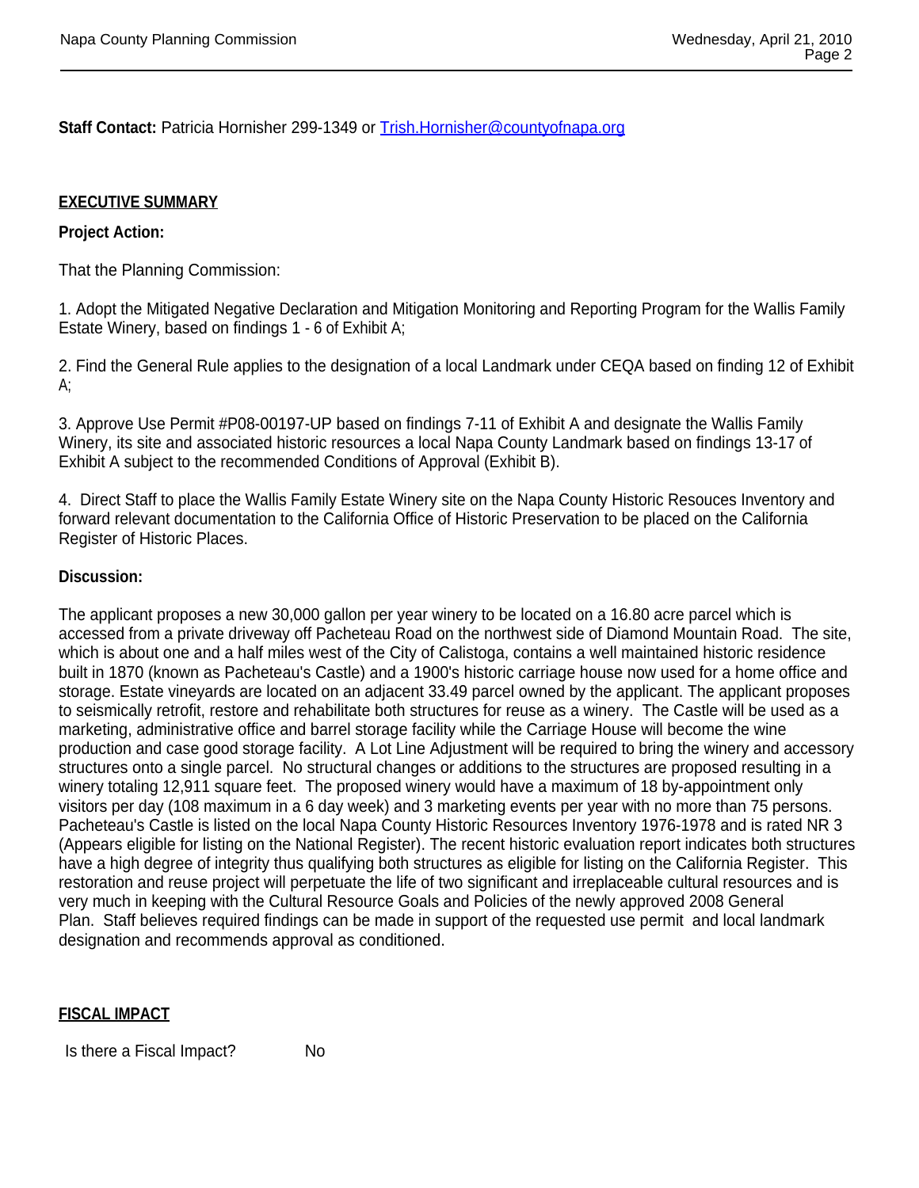**Staff Contact:** Patricia Hornisher 299-1349 or [Trish.Hornisher@countyofnapa.org](mailto:Trish.Hornisher@countyofnapa.org)

## EXECUTIVE SUMMARY

**Project Action:**

That the Planning Commission:

1. Adopt the Mitigated Negative Declaration and Mitigation Monitoring and Reporting Program for the Wallis Family Estate Winery, based on findings 1 - 6 of Exhibit A;

2. Find the General Rule applies to the designation of a local Landmark under CEQA based on finding 12 of Exhibit A;

3. Approve Use Permit #P08-00197-UP based on findings 7-11 of Exhibit A and designate the Wallis Family Winery, its site and associated historic resources a local Napa County Landmark based on findings 13-17 of Exhibit A subject to the recommended Conditions of Approval (Exhibit B).

4. Direct Staff to place the Wallis Family Estate Winery site on the Napa County Historic Resouces Inventory and forward relevant documentation to the California Office of Historic Preservation to be placed on the California Register of Historic Places.

**Discussion:**

The applicant proposes a new 30,000 gallon per year winery to be located on a 16.80 acre parcel which is accessed from a private driveway off Pacheteau Road on the northwest side of Diamond Mountain Road. The site, which is about one and a half miles west of the City of Calistoga, contains a well maintained historic residence built in 1870 (known as Pacheteau's Castle) and a 1900's historic carriage house now used for a home office and storage. Estate vineyards are located on an adjacent 33.49 parcel owned by the applicant. The applicant proposes to seismically retrofit, restore and rehabilitate both structures for reuse as a winery. The Castle will be used as a marketing, administrative office and barrel storage facility while the Carriage House will become the wine production and case good storage facility. A Lot Line Adjustment will be required to bring the winery and accessory structures onto a single parcel. No structural changes or additions to the structures are proposed resulting in a winery totaling 12,911 square feet. The proposed winery would have a maximum of 18 by-appointment only visitors per day (108 maximum in a 6 day week) and 3 marketing events per year with no more than 75 persons. Pacheteau's Castle is listed on the local Napa County Historic Resources Inventory 1976-1978 and is rated NR 3 (Appears eligible for listing on the National Register). The recent historic evaluation report indicates both structures have a high degree of integrity thus qualifying both structures as eligible for listing on the California Register. This restoration and reuse project will perpetuate the life of two significant and irreplaceable cultural resources and is very much in keeping with the Cultural Resource Goals and Policies of the newly approved 2008 General Plan. Staff believes required findings can be made in support of the requested use permit and local landmark designation and recommends approval as conditioned.

## FISCAL IMPACT

Is there a Fiscal Impact? No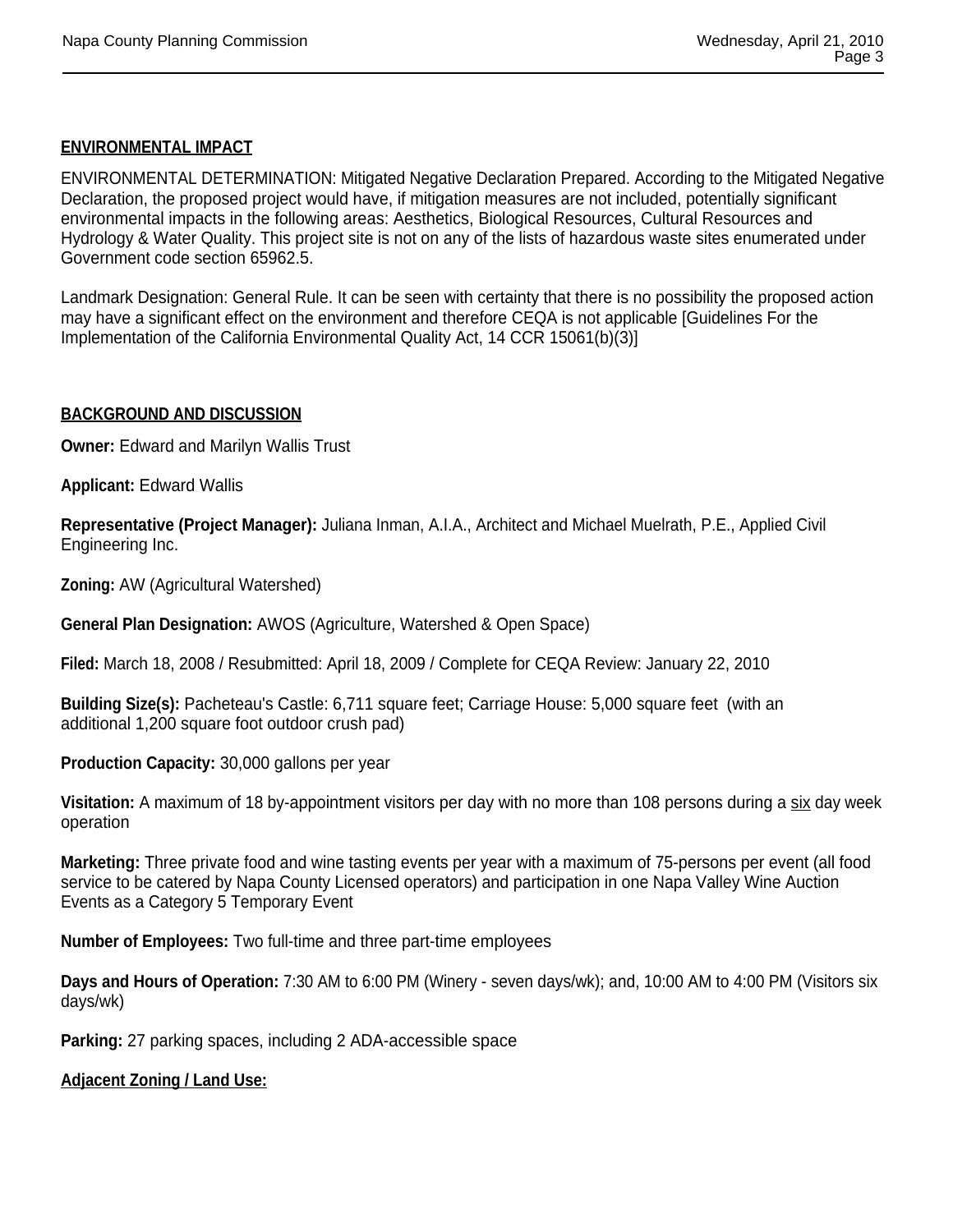**ENVIRONMENTAL IMPACT**

ENVIRONMENTAL DETERMINATION: Mitigated Negative Declaration Prepared. According to the Mitigated Negative Declaration, the proposed project would have, if mitigation measures are not included, potentially significant environmental impacts in the following areas: Aesthetics, Biological Resources, Cultural Resources and Hydrology & Water Quality. This project site is not on any of the lists of hazardous waste sites enumerated under Government code section 65962.5.

Landmark Designation: General Rule. It can be seen with certainty that there is no possibility the proposed action may have a significant effect on the environment and therefore CEQA is not applicable [Guidelines For the Implementation of the California Environmental Quality Act, 14 CCR 15061(b)(3)]

**BACKGROUND AND DISCUSSION**

**Owner:** Edward and Marilyn Wallis Trust

**Applicant:** Edward Wallis

**Representative (Project Manager):** Juliana Inman, A.I.A., Architect and Michael Muelrath, P.E., Applied Civil Engineering Inc.

**Zoning:** AW (Agricultural Watershed)

**General Plan Designation:** AWOS (Agriculture, Watershed & Open Space)

**Filed:** March 18, 2008 / Resubmitted: April 18, 2009 / Complete for CEQA Review: January 22, 2010

**Building Size(s):** Pacheteau's Castle: 6,711 square feet; Carriage House: 5,000 square feet (with an additional 1,200 square foot outdoor crush pad)

**Production Capacity:** 30,000 gallons per year

**Visitation:** A maximum of 18 by-appointment visitors per day with no more than 108 persons during a six day week operation

**Marketing:** Three private food and wine tasting events per year with a maximum of 75-persons per event (all food service to be catered by Napa County Licensed operators) and participation in one Napa Valley Wine Auction Events as a Category 5 Temporary Event

**Number of Employees:** Two full-time and three part-time employees

**Days and Hours of Operation:** 7:30 AM to 6:00 PM (Winery - seven days/wk); and, 10:00 AM to 4:00 PM (Visitors six days/wk)

**Parking:** 27 parking spaces, including 2 ADA-accessible space

**Adjacent Zoning / Land Use:**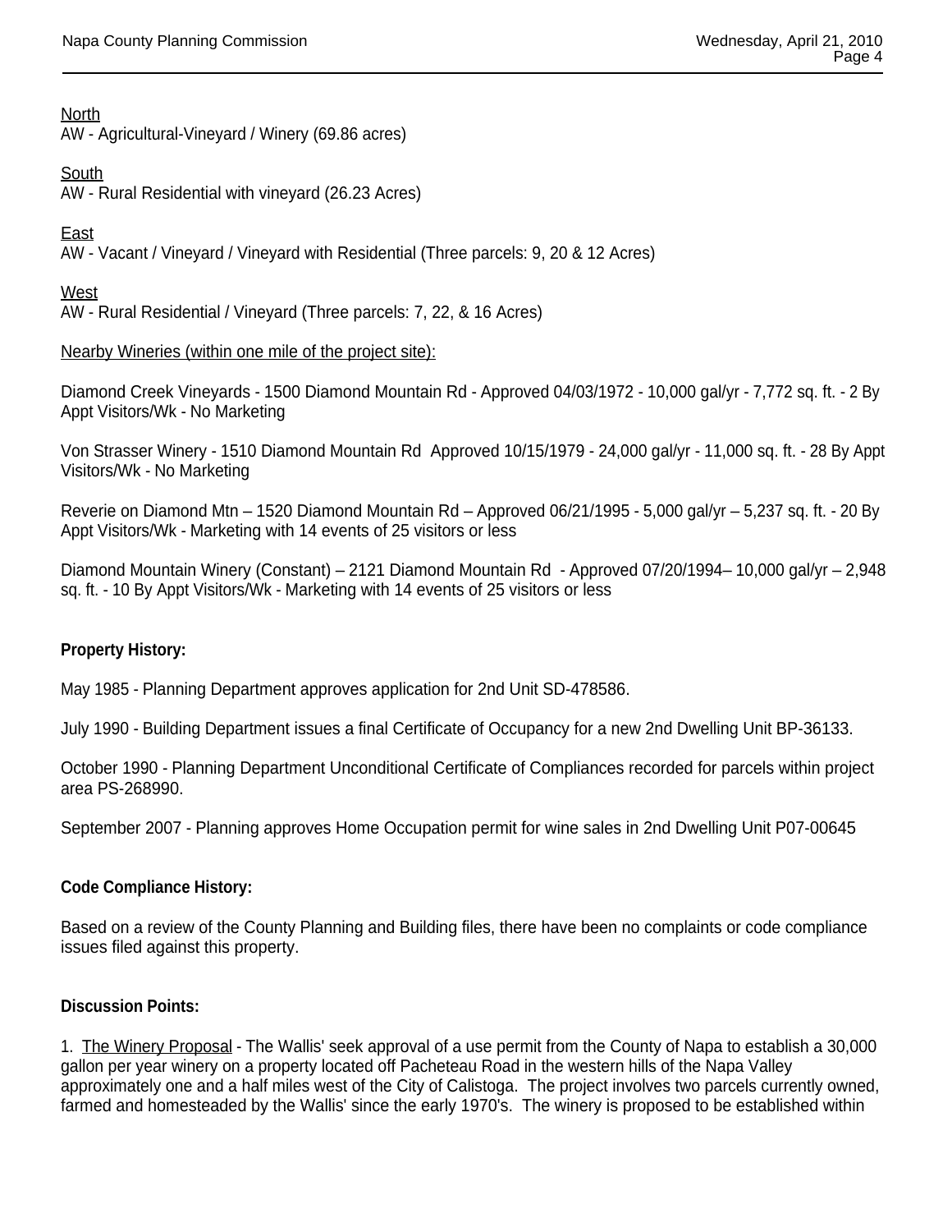North
AW - Agricultural-Vineyard / Winery (69.86 acres)

South
AW - Rural Residential with vineyard (26.23 Acres)

East
AW - Vacant / Vineyard / Vineyard with Residential (Three parcels: 9, 20 & 12 Acres)

West
AW - Rural Residential / Vineyard (Three parcels: 7, 22, & 16 Acres)

Nearby Wineries (within one mile of the project site):

Diamond Creek Vineyards - 1500 Diamond Mountain Rd - Approved 04/03/1972 - 10,000 gal/yr - 7,772 sq. ft. - 2 By Appt Visitors/Wk - No Marketing

Von Strasser Winery - 1510 Diamond Mountain Rd  Approved 10/15/1979 - 24,000 gal/yr - 11,000 sq. ft. - 28 By Appt Visitors/Wk - No Marketing

Reverie on Diamond Mtn – 1520 Diamond Mountain Rd – Approved 06/21/1995 - 5,000 gal/yr – 5,237 sq. ft. - 20 By Appt Visitors/Wk - Marketing with 14 events of 25 visitors or less

Diamond Mountain Winery (Constant) – 2121 Diamond Mountain Rd  - Approved 07/20/1994– 10,000 gal/yr – 2,948 sq. ft. - 10 By Appt Visitors/Wk - Marketing with 14 events of 25 visitors or less

**Property History:**

May 1985 - Planning Department approves application for 2nd Unit SD-478586.

July 1990 - Building Department issues a final Certificate of Occupancy for a new 2nd Dwelling Unit BP-36133.

October 1990 - Planning Department Unconditional Certificate of Compliances recorded for parcels within project area PS-268990.

September 2007 - Planning approves Home Occupation permit for wine sales in 2nd Dwelling Unit P07-00645

**Code Compliance History:**

Based on a review of the County Planning and Building files, there have been no complaints or code compliance issues filed against this property.

**Discussion Points:**

1. The Winery Proposal - The Wallis' seek approval of a use permit from the County of Napa to establish a 30,000 gallon per year winery on a property located off Pacheteau Road in the western hills of the Napa Valley approximately one and a half miles west of the City of Calistoga. The project involves two parcels currently owned, farmed and homesteaded by the Wallis' since the early 1970's. The winery is proposed to be established within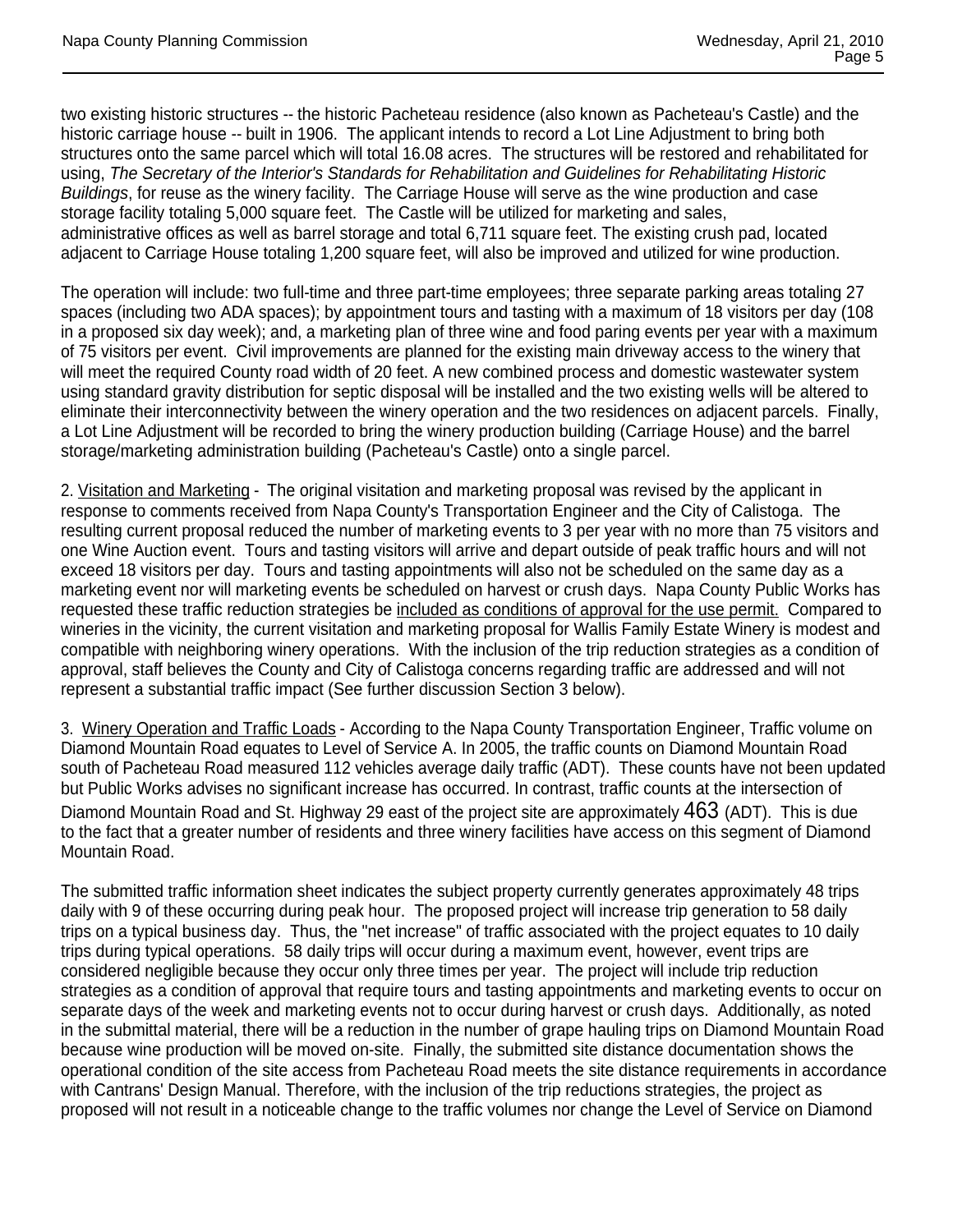two existing historic structures -- the historic Pacheteau residence (also known as Pacheteau's Castle) and the historic carriage house -- built in 1906. The applicant intends to record a Lot Line Adjustment to bring both structures onto the same parcel which will total 16.08 acres. The structures will be restored and rehabilitated for using, *The Secretary of the Interior's Standards for Rehabilitation and Guidelines for Rehabilitating Historic Buildings*, for reuse as the winery facility. The Carriage House will serve as the wine production and case storage facility totaling 5,000 square feet. The Castle will be utilized for marketing and sales, administrative offices as well as barrel storage and total 6,711 square feet. The existing crush pad, located adjacent to Carriage House totaling 1,200 square feet, will also be improved and utilized for wine production.

The operation will include: two full-time and three part-time employees; three separate parking areas totaling 27 spaces (including two ADA spaces); by appointment tours and tasting with a maximum of 18 visitors per day (108 in a proposed six day week); and, a marketing plan of three wine and food paring events per year with a maximum of 75 visitors per event. Civil improvements are planned for the existing main driveway access to the winery that will meet the required County road width of 20 feet. A new combined process and domestic wastewater system using standard gravity distribution for septic disposal will be installed and the two existing wells will be altered to eliminate their interconnectivity between the winery operation and the two residences on adjacent parcels. Finally, a Lot Line Adjustment will be recorded to bring the winery production building (Carriage House) and the barrel storage/marketing administration building (Pacheteau's Castle) onto a single parcel.

2. <u>Visitation and Marketing</u> - The original visitation and marketing proposal was revised by the applicant in response to comments received from Napa County's Transportation Engineer and the City of Calistoga. The resulting current proposal reduced the number of marketing events to 3 per year with no more than 75 visitors and one Wine Auction event. Tours and tasting visitors will arrive and depart outside of peak traffic hours and will not exceed 18 visitors per day. Tours and tasting appointments will also not be scheduled on the same day as a marketing event nor will marketing events be scheduled on harvest or crush days. Napa County Public Works has requested these traffic reduction strategies be <u>included as conditions of approval for the use permit.</u> Compared to wineries in the vicinity, the current visitation and marketing proposal for Wallis Family Estate Winery is modest and compatible with neighboring winery operations. With the inclusion of the trip reduction strategies as a condition of approval, staff believes the County and City of Calistoga concerns regarding traffic are addressed and will not represent a substantial traffic impact (See further discussion Section 3 below).

3. <u>Winery Operation and Traffic Loads</u> - According to the Napa County Transportation Engineer, Traffic volume on Diamond Mountain Road equates to Level of Service A. In 2005, the traffic counts on Diamond Mountain Road south of Pacheteau Road measured 112 vehicles average daily traffic (ADT). These counts have not been updated but Public Works advises no significant increase has occurred. In contrast, traffic counts at the intersection of Diamond Mountain Road and St. Highway 29 east of the project site are approximately 463 (ADT). This is due to the fact that a greater number of residents and three winery facilities have access on this segment of Diamond Mountain Road.

The submitted traffic information sheet indicates the subject property currently generates approximately 48 trips daily with 9 of these occurring during peak hour. The proposed project will increase trip generation to 58 daily trips on a typical business day. Thus, the "net increase" of traffic associated with the project equates to 10 daily trips during typical operations. 58 daily trips will occur during a maximum event, however, event trips are considered negligible because they occur only three times per year. The project will include trip reduction strategies as a condition of approval that require tours and tasting appointments and marketing events to occur on separate days of the week and marketing events not to occur during harvest or crush days. Additionally, as noted in the submittal material, there will be a reduction in the number of grape hauling trips on Diamond Mountain Road because wine production will be moved on-site. Finally, the submitted site distance documentation shows the operational condition of the site access from Pacheteau Road meets the site distance requirements in accordance with Cantrans' Design Manual. Therefore, with the inclusion of the trip reductions strategies, the project as proposed will not result in a noticeable change to the traffic volumes nor change the Level of Service on Diamond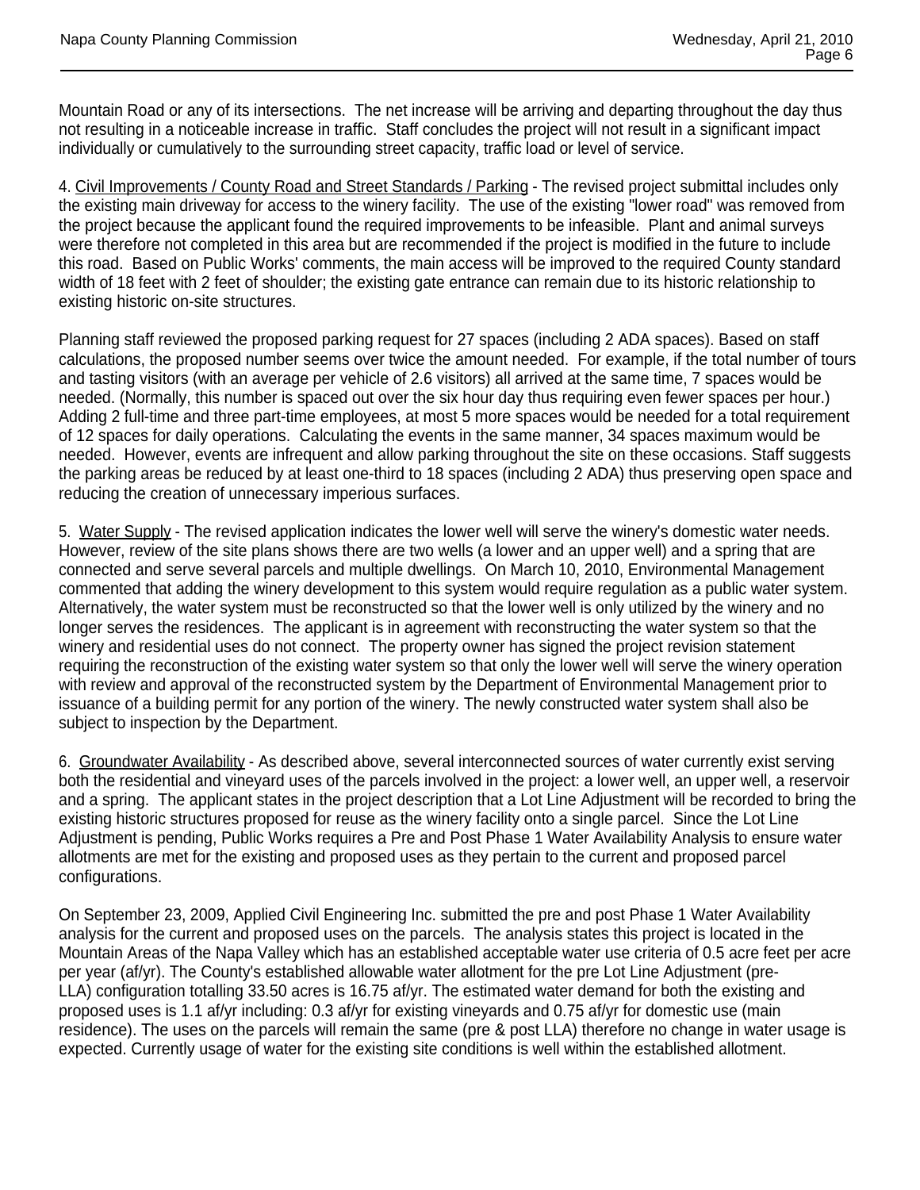Mountain Road or any of its intersections. The net increase will be arriving and departing throughout the day thus not resulting in a noticeable increase in traffic. Staff concludes the project will not result in a significant impact individually or cumulatively to the surrounding street capacity, traffic load or level of service.

4. Civil Improvements / County Road and Street Standards / Parking - The revised project submittal includes only the existing main driveway for access to the winery facility. The use of the existing "lower road" was removed from the project because the applicant found the required improvements to be infeasible. Plant and animal surveys were therefore not completed in this area but are recommended if the project is modified in the future to include this road. Based on Public Works' comments, the main access will be improved to the required County standard width of 18 feet with 2 feet of shoulder; the existing gate entrance can remain due to its historic relationship to existing historic on-site structures.

Planning staff reviewed the proposed parking request for 27 spaces (including 2 ADA spaces). Based on staff calculations, the proposed number seems over twice the amount needed. For example, if the total number of tours and tasting visitors (with an average per vehicle of 2.6 visitors) all arrived at the same time, 7 spaces would be needed. (Normally, this number is spaced out over the six hour day thus requiring even fewer spaces per hour.) Adding 2 full-time and three part-time employees, at most 5 more spaces would be needed for a total requirement of 12 spaces for daily operations. Calculating the events in the same manner, 34 spaces maximum would be needed. However, events are infrequent and allow parking throughout the site on these occasions. Staff suggests the parking areas be reduced by at least one-third to 18 spaces (including 2 ADA) thus preserving open space and reducing the creation of unnecessary imperious surfaces.

5. Water Supply - The revised application indicates the lower well will serve the winery's domestic water needs. However, review of the site plans shows there are two wells (a lower and an upper well) and a spring that are connected and serve several parcels and multiple dwellings. On March 10, 2010, Environmental Management commented that adding the winery development to this system would require regulation as a public water system. Alternatively, the water system must be reconstructed so that the lower well is only utilized by the winery and no longer serves the residences. The applicant is in agreement with reconstructing the water system so that the winery and residential uses do not connect. The property owner has signed the project revision statement requiring the reconstruction of the existing water system so that only the lower well will serve the winery operation with review and approval of the reconstructed system by the Department of Environmental Management prior to issuance of a building permit for any portion of the winery. The newly constructed water system shall also be subject to inspection by the Department.

6. Groundwater Availability - As described above, several interconnected sources of water currently exist serving both the residential and vineyard uses of the parcels involved in the project: a lower well, an upper well, a reservoir and a spring. The applicant states in the project description that a Lot Line Adjustment will be recorded to bring the existing historic structures proposed for reuse as the winery facility onto a single parcel. Since the Lot Line Adjustment is pending, Public Works requires a Pre and Post Phase 1 Water Availability Analysis to ensure water allotments are met for the existing and proposed uses as they pertain to the current and proposed parcel configurations.

On September 23, 2009, Applied Civil Engineering Inc. submitted the pre and post Phase 1 Water Availability analysis for the current and proposed uses on the parcels. The analysis states this project is located in the Mountain Areas of the Napa Valley which has an established acceptable water use criteria of 0.5 acre feet per acre per year (af/yr). The County's established allowable water allotment for the pre Lot Line Adjustment (pre-LLA) configuration totalling 33.50 acres is 16.75 af/yr. The estimated water demand for both the existing and proposed uses is 1.1 af/yr including: 0.3 af/yr for existing vineyards and 0.75 af/yr for domestic use (main residence). The uses on the parcels will remain the same (pre & post LLA) therefore no change in water usage is expected. Currently usage of water for the existing site conditions is well within the established allotment.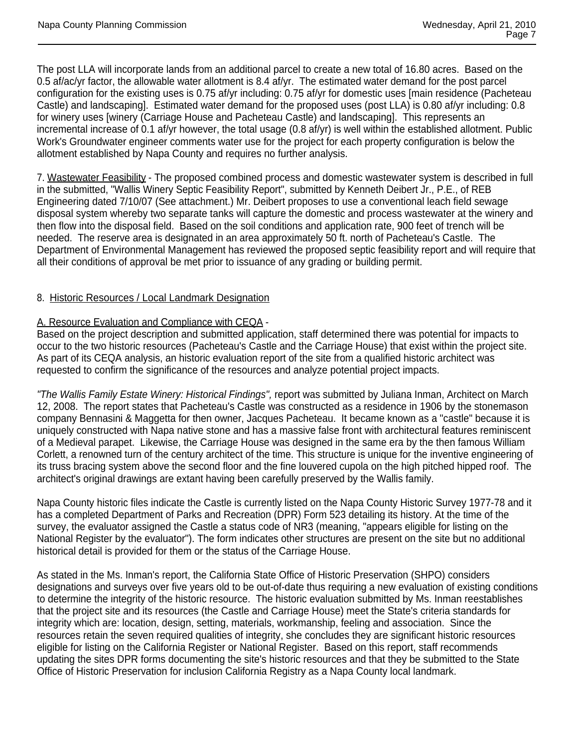The post LLA will incorporate lands from an additional parcel to create a new total of 16.80 acres. Based on the 0.5 af/ac/yr factor, the allowable water allotment is 8.4 af/yr. The estimated water demand for the post parcel configuration for the existing uses is 0.75 af/yr including: 0.75 af/yr for domestic uses [main residence (Pacheteau Castle) and landscaping]. Estimated water demand for the proposed uses (post LLA) is 0.80 af/yr including: 0.8 for winery uses [winery (Carriage House and Pacheteau Castle) and landscaping]. This represents an incremental increase of 0.1 af/yr however, the total usage (0.8 af/yr) is well within the established allotment. Public Work's Groundwater engineer comments water use for the project for each property configuration is below the allotment established by Napa County and requires no further analysis.

7. Wastewater Feasibility - The proposed combined process and domestic wastewater system is described in full in the submitted, "Wallis Winery Septic Feasibility Report", submitted by Kenneth Deibert Jr., P.E., of REB Engineering dated 7/10/07 (See attachment.) Mr. Deibert proposes to use a conventional leach field sewage disposal system whereby two separate tanks will capture the domestic and process wastewater at the winery and then flow into the disposal field. Based on the soil conditions and application rate, 900 feet of trench will be needed. The reserve area is designated in an area approximately 50 ft. north of Pacheteau's Castle. The Department of Environmental Management has reviewed the proposed septic feasibility report and will require that all their conditions of approval be met prior to issuance of any grading or building permit.

8. Historic Resources / Local Landmark Designation

A. Resource Evaluation and Compliance with CEQA -
Based on the project description and submitted application, staff determined there was potential for impacts to occur to the two historic resources (Pacheteau's Castle and the Carriage House) that exist within the project site. As part of its CEQA analysis, an historic evaluation report of the site from a qualified historic architect was requested to confirm the significance of the resources and analyze potential project impacts.

*"The Wallis Family Estate Winery: Historical Findings",* report was submitted by Juliana Inman, Architect on March 12, 2008. The report states that Pacheteau's Castle was constructed as a residence in 1906 by the stonemason company Bennasini & Maggetta for then owner, Jacques Pacheteau. It became known as a "castle" because it is uniquely constructed with Napa native stone and has a massive false front with architectural features reminiscent of a Medieval parapet. Likewise, the Carriage House was designed in the same era by the then famous William Corlett, a renowned turn of the century architect of the time. This structure is unique for the inventive engineering of its truss bracing system above the second floor and the fine louvered cupola on the high pitched hipped roof. The architect's original drawings are extant having been carefully preserved by the Wallis family.

Napa County historic files indicate the Castle is currently listed on the Napa County Historic Survey 1977-78 and it has a completed Department of Parks and Recreation (DPR) Form 523 detailing its history. At the time of the survey, the evaluator assigned the Castle a status code of NR3 (meaning, "appears eligible for listing on the National Register by the evaluator"). The form indicates other structures are present on the site but no additional historical detail is provided for them or the status of the Carriage House.

As stated in the Ms. Inman's report, the California State Office of Historic Preservation (SHPO) considers designations and surveys over five years old to be out-of-date thus requiring a new evaluation of existing conditions to determine the integrity of the historic resource. The historic evaluation submitted by Ms. Inman reestablishes that the project site and its resources (the Castle and Carriage House) meet the State's criteria standards for integrity which are: location, design, setting, materials, workmanship, feeling and association. Since the resources retain the seven required qualities of integrity, she concludes they are significant historic resources eligible for listing on the California Register or National Register. Based on this report, staff recommends updating the sites DPR forms documenting the site's historic resources and that they be submitted to the State Office of Historic Preservation for inclusion California Registry as a Napa County local landmark.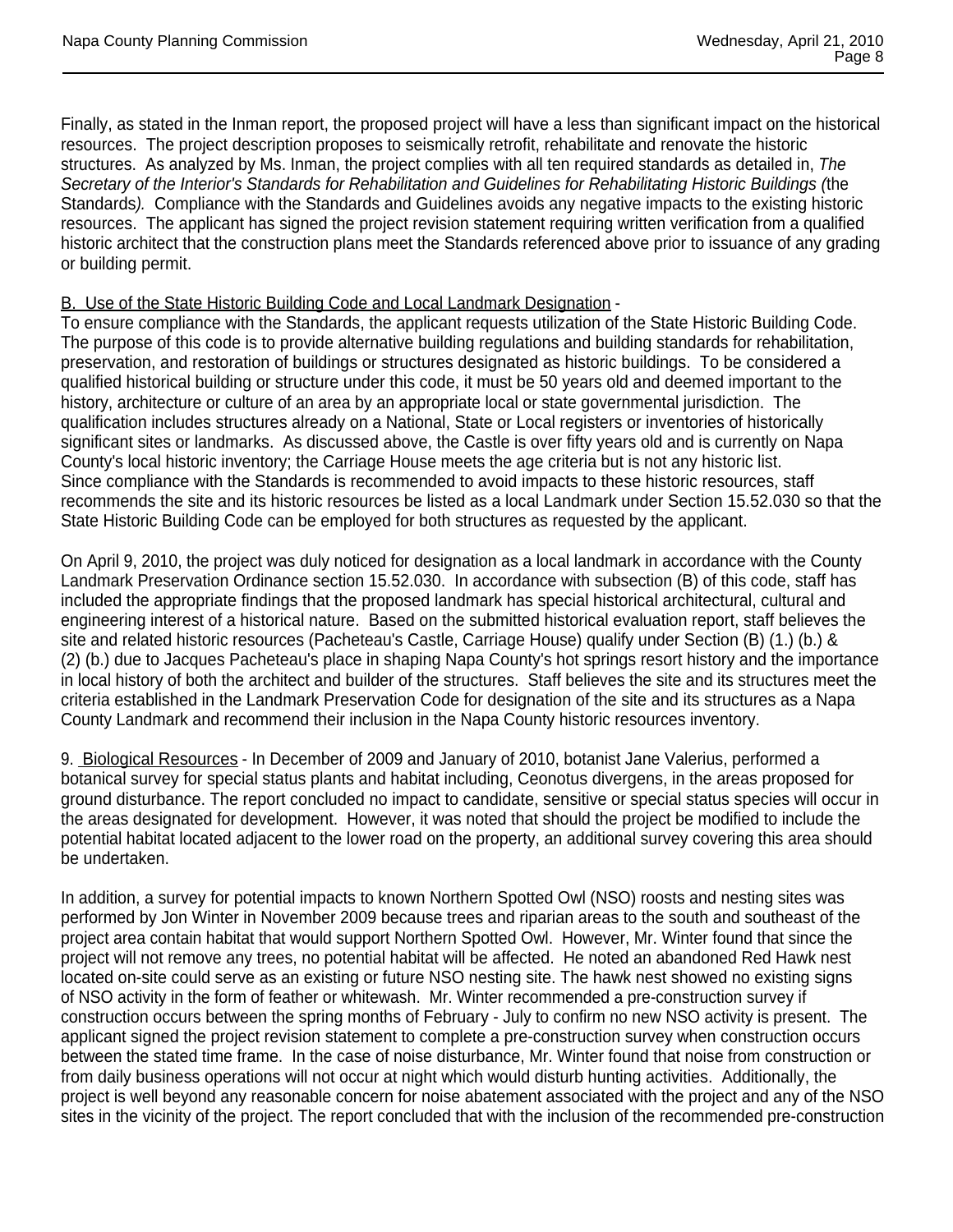Finally, as stated in the Inman report, the proposed project will have a less than significant impact on the historical resources. The project description proposes to seismically retrofit, rehabilitate and renovate the historic structures. As analyzed by Ms. Inman, the project complies with all ten required standards as detailed in, *The Secretary of the Interior's Standards for Rehabilitation and Guidelines for Rehabilitating Historic Buildings (*the Standards*).* Compliance with the Standards and Guidelines avoids any negative impacts to the existing historic resources. The applicant has signed the project revision statement requiring written verification from a qualified historic architect that the construction plans meet the Standards referenced above prior to issuance of any grading or building permit.

<u>B. Use of the State Historic Building Code and Local Landmark Designation</u> -
To ensure compliance with the Standards, the applicant requests utilization of the State Historic Building Code. The purpose of this code is to provide alternative building regulations and building standards for rehabilitation, preservation, and restoration of buildings or structures designated as historic buildings. To be considered a qualified historical building or structure under this code, it must be 50 years old and deemed important to the history, architecture or culture of an area by an appropriate local or state governmental jurisdiction. The qualification includes structures already on a National, State or Local registers or inventories of historically significant sites or landmarks. As discussed above, the Castle is over fifty years old and is currently on Napa County's local historic inventory; the Carriage House meets the age criteria but is not any historic list. Since compliance with the Standards is recommended to avoid impacts to these historic resources, staff recommends the site and its historic resources be listed as a local Landmark under Section 15.52.030 so that the State Historic Building Code can be employed for both structures as requested by the applicant.

On April 9, 2010, the project was duly noticed for designation as a local landmark in accordance with the County Landmark Preservation Ordinance section 15.52.030. In accordance with subsection (B) of this code, staff has included the appropriate findings that the proposed landmark has special historical architectural, cultural and engineering interest of a historical nature. Based on the submitted historical evaluation report, staff believes the site and related historic resources (Pacheteau's Castle, Carriage House) qualify under Section (B) (1.) (b.) & (2) (b.) due to Jacques Pacheteau's place in shaping Napa County's hot springs resort history and the importance in local history of both the architect and builder of the structures. Staff believes the site and its structures meet the criteria established in the Landmark Preservation Code for designation of the site and its structures as a Napa County Landmark and recommend their inclusion in the Napa County historic resources inventory.

9. <u>Biological Resources</u> - In December of 2009 and January of 2010, botanist Jane Valerius, performed a botanical survey for special status plants and habitat including, Ceonotus divergens, in the areas proposed for ground disturbance. The report concluded no impact to candidate, sensitive or special status species will occur in the areas designated for development. However, it was noted that should the project be modified to include the potential habitat located adjacent to the lower road on the property, an additional survey covering this area should be undertaken.

In addition, a survey for potential impacts to known Northern Spotted Owl (NSO) roosts and nesting sites was performed by Jon Winter in November 2009 because trees and riparian areas to the south and southeast of the project area contain habitat that would support Northern Spotted Owl. However, Mr. Winter found that since the project will not remove any trees, no potential habitat will be affected. He noted an abandoned Red Hawk nest located on-site could serve as an existing or future NSO nesting site. The hawk nest showed no existing signs of NSO activity in the form of feather or whitewash. Mr. Winter recommended a pre-construction survey if construction occurs between the spring months of February - July to confirm no new NSO activity is present. The applicant signed the project revision statement to complete a pre-construction survey when construction occurs between the stated time frame. In the case of noise disturbance, Mr. Winter found that noise from construction or from daily business operations will not occur at night which would disturb hunting activities. Additionally, the project is well beyond any reasonable concern for noise abatement associated with the project and any of the NSO sites in the vicinity of the project. The report concluded that with the inclusion of the recommended pre-construction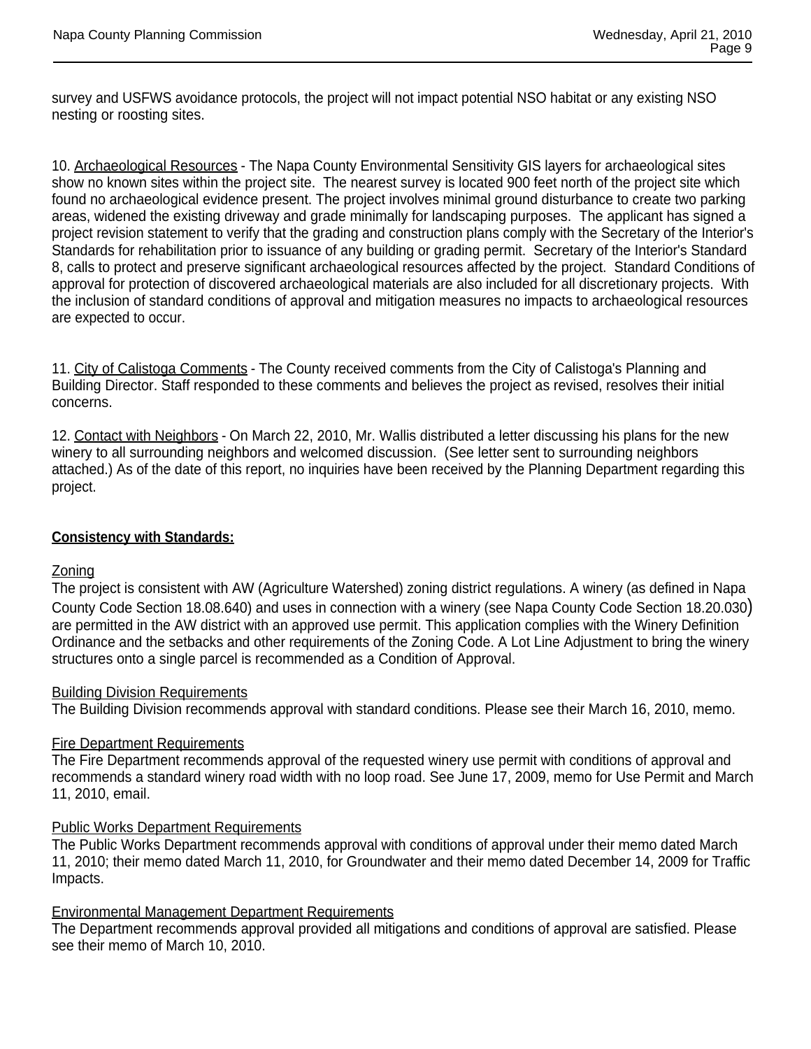survey and USFWS avoidance protocols, the project will not impact potential NSO habitat or any existing NSO nesting or roosting sites.

10. Archaeological Resources - The Napa County Environmental Sensitivity GIS layers for archaeological sites show no known sites within the project site. The nearest survey is located 900 feet north of the project site which found no archaeological evidence present. The project involves minimal ground disturbance to create two parking areas, widened the existing driveway and grade minimally for landscaping purposes. The applicant has signed a project revision statement to verify that the grading and construction plans comply with the Secretary of the Interior's Standards for rehabilitation prior to issuance of any building or grading permit. Secretary of the Interior's Standard 8, calls to protect and preserve significant archaeological resources affected by the project. Standard Conditions of approval for protection of discovered archaeological materials are also included for all discretionary projects. With the inclusion of standard conditions of approval and mitigation measures no impacts to archaeological resources are expected to occur.

11. City of Calistoga Comments - The County received comments from the City of Calistoga's Planning and Building Director. Staff responded to these comments and believes the project as revised, resolves their initial concerns.

12. Contact with Neighbors - On March 22, 2010, Mr. Wallis distributed a letter discussing his plans for the new winery to all surrounding neighbors and welcomed discussion. (See letter sent to surrounding neighbors attached.) As of the date of this report, no inquiries have been received by the Planning Department regarding this project.

**Consistency with Standards:**

Zoning
The project is consistent with AW (Agriculture Watershed) zoning district regulations. A winery (as defined in Napa County Code Section 18.08.640) and uses in connection with a winery (see Napa County Code Section 18.20.030) are permitted in the AW district with an approved use permit. This application complies with the Winery Definition Ordinance and the setbacks and other requirements of the Zoning Code. A Lot Line Adjustment to bring the winery structures onto a single parcel is recommended as a Condition of Approval.

Building Division Requirements
The Building Division recommends approval with standard conditions. Please see their March 16, 2010, memo.

Fire Department Requirements
The Fire Department recommends approval of the requested winery use permit with conditions of approval and recommends a standard winery road width with no loop road. See June 17, 2009, memo for Use Permit and March 11, 2010, email.

Public Works Department Requirements
The Public Works Department recommends approval with conditions of approval under their memo dated March 11, 2010; their memo dated March 11, 2010, for Groundwater and their memo dated December 14, 2009 for Traffic Impacts.

Environmental Management Department Requirements
The Department recommends approval provided all mitigations and conditions of approval are satisfied. Please see their memo of March 10, 2010.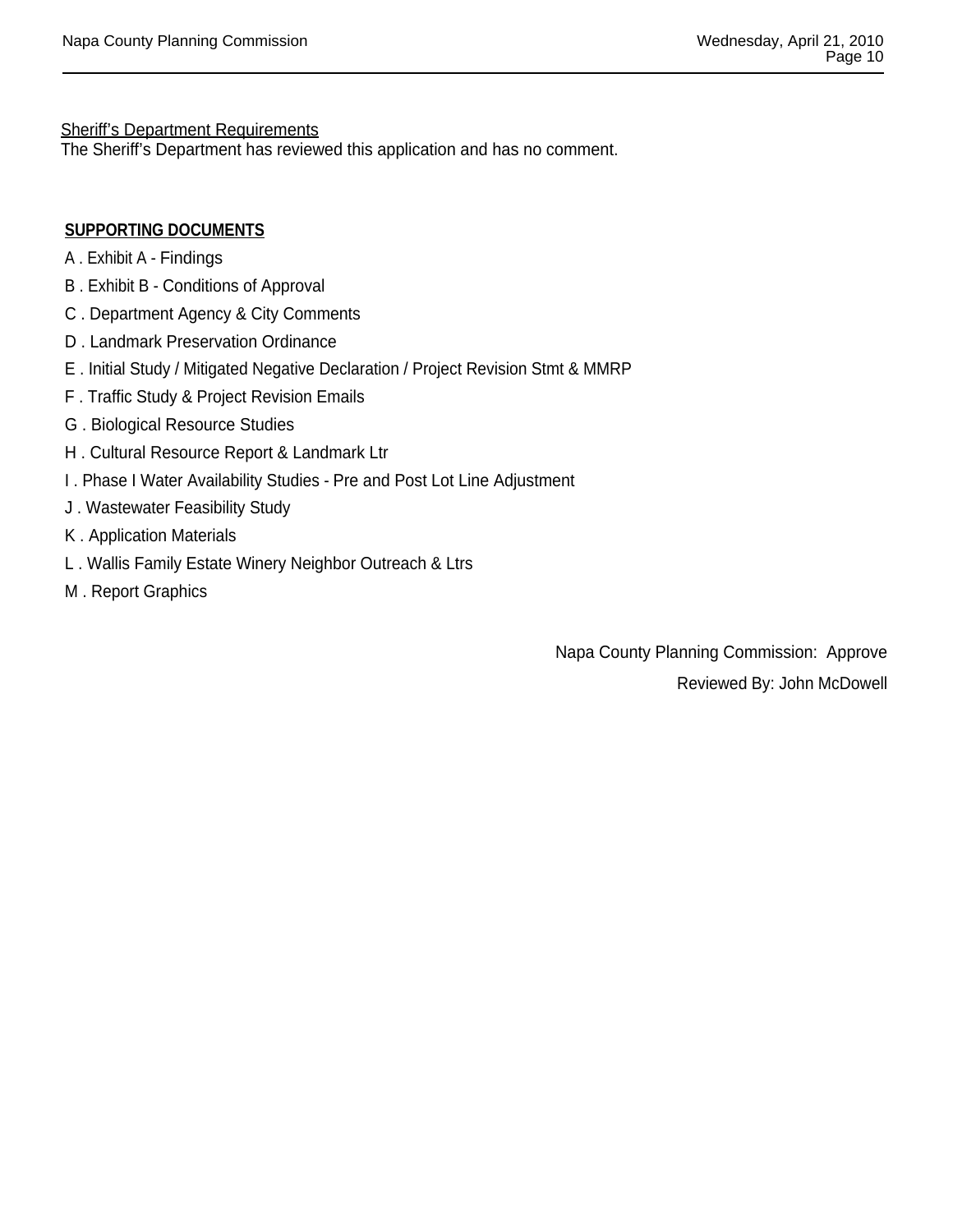Sheriff's Department Requirements

The Sheriff's Department has reviewed this application and has no comment.

**SUPPORTING DOCUMENTS**

A . Exhibit A - Findings

B . Exhibit B - Conditions of Approval

C . Department Agency & City Comments

D . Landmark Preservation Ordinance

E . Initial Study / Mitigated Negative Declaration / Project Revision Stmt & MMRP

F . Traffic Study & Project Revision Emails

G . Biological Resource Studies

H . Cultural Resource Report & Landmark Ltr

I . Phase I Water Availability Studies - Pre and Post Lot Line Adjustment

J . Wastewater Feasibility Study

K . Application Materials

L . Wallis Family Estate Winery Neighbor Outreach & Ltrs

M . Report Graphics

Napa County Planning Commission: Approve

Reviewed By: John McDowell